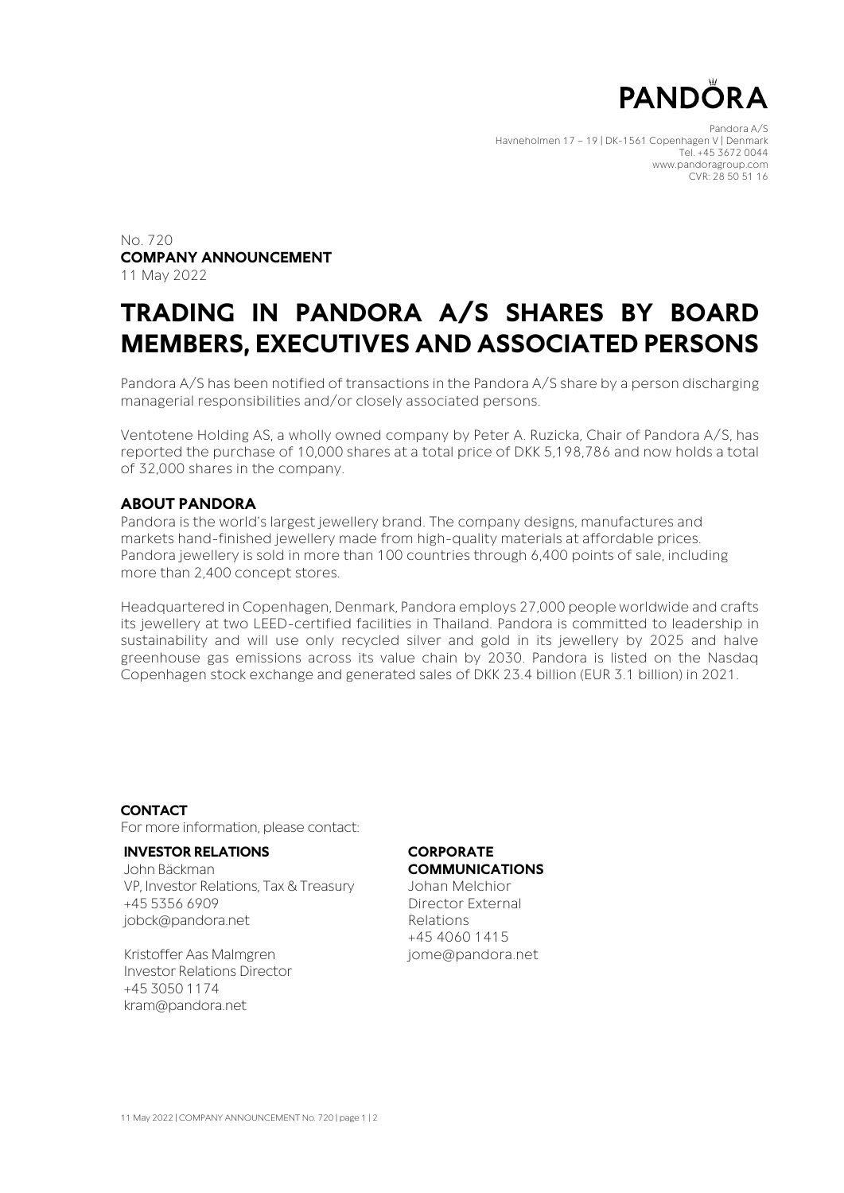**PANDORA**

Pandora A/S
Havneholmen 17 – 19 | DK-1561 Copenhagen V | Denmark
Tel. +45 3672 0044
www.pandoragroup.com
CVR: 28 50 51 16

No. 720
**COMPANY ANNOUNCEMENT**
11 May 2022

# TRADING IN PANDORA A/S SHARES BY BOARD MEMBERS, EXECUTIVES AND ASSOCIATED PERSONS

Pandora A/S has been notified of transactions in the Pandora A/S share by a person discharging managerial responsibilities and/or closely associated persons.

Ventotene Holding AS, a wholly owned company by Peter A. Ruzicka, Chair of Pandora A/S, has reported the purchase of 10,000 shares at a total price of DKK 5,198,786 and now holds a total of 32,000 shares in the company.

## ABOUT PANDORA

Pandora is the world's largest jewellery brand. The company designs, manufactures and markets hand-finished jewellery made from high-quality materials at affordable prices. Pandora jewellery is sold in more than 100 countries through 6,400 points of sale, including more than 2,400 concept stores.

Headquartered in Copenhagen, Denmark, Pandora employs 27,000 people worldwide and crafts its jewellery at two LEED-certified facilities in Thailand. Pandora is committed to leadership in sustainability and will use only recycled silver and gold in its jewellery by 2025 and halve greenhouse gas emissions across its value chain by 2030. Pandora is listed on the Nasdaq Copenhagen stock exchange and generated sales of DKK 23.4 billion (EUR 3.1 billion) in 2021.

## CONTACT

For more information, please contact:

**INVESTOR RELATIONS**

John Bäckman
VP, Investor Relations, Tax & Treasury
+45 5356 6909
jobck@pandora.net

Kristoffer Aas Malmgren
Investor Relations Director
+45 3050 1174
kram@pandora.net

**CORPORATE COMMUNICATIONS**

Johan Melchior
Director External Relations
+45 4060 1415
jome@pandora.net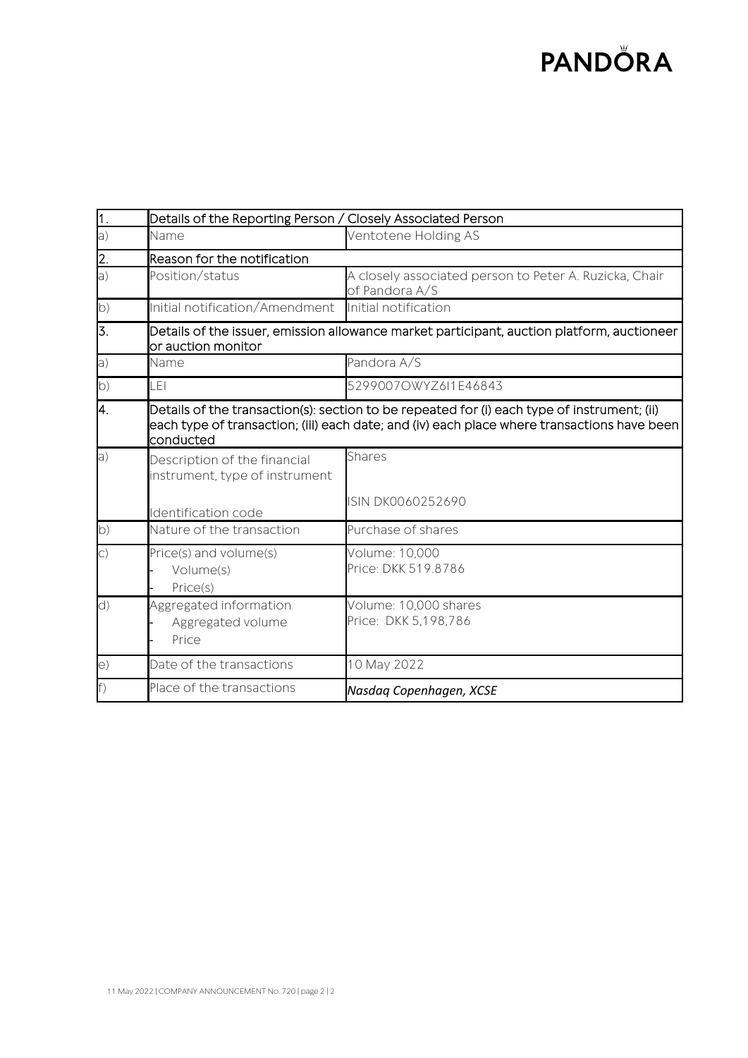| | | |
|---|---|---|
| 1. | Details of the Reporting Person / Closely Associated Person | |
| a) | Name | Ventotene Holding AS |
| 2. | Reason for the notification | |
| a) | Position/status | A closely associated person to Peter A. Ruzicka, Chair of Pandora A/S |
| b) | Initial notification/Amendment | Initial notification |
| 3. | Details of the issuer, emission allowance market participant, auction platform, auctioneer or auction monitor | |
| a) | Name | Pandora A/S |
| b) | LEI | 5299007OWYZ6I1E46843 |
| 4. | Details of the transaction(s): section to be repeated for (i) each type of instrument; (ii) each type of transaction; (iii) each date; and (iv) each place where transactions have been conducted | |
| a) | Description of the financial instrument, type of instrument<br><br>Identification code | Shares<br><br>ISIN DK0060252690 |
| b) | Nature of the transaction | Purchase of shares |
| c) | Price(s) and volume(s)<br>- Volume(s)<br>- Price(s) | Volume: 10,000<br>Price: DKK 519.8786 |
| d) | Aggregated information<br>- Aggregated volume<br>- Price | Volume: 10,000 shares<br>Price: DKK 5,198,786 |
| e) | Date of the transactions | 10 May 2022 |
| f) | Place of the transactions | *Nasdaq Copenhagen, XCSE* |